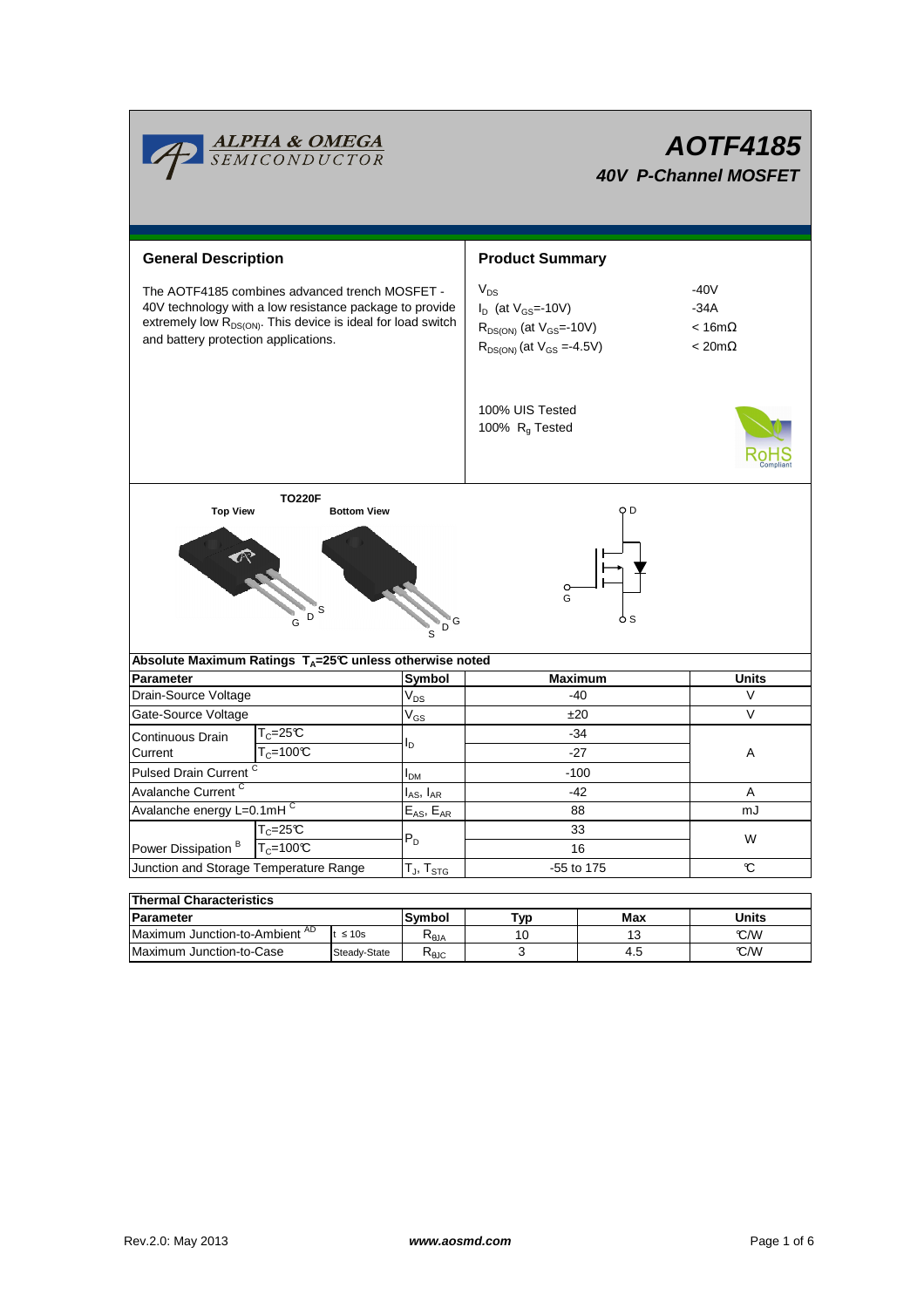# AOTF4185

## 40V P-Channel MOSFET

## General Description

The AOTF4185 combines advanced trench MOSFET - 40V technology with a low resistance package to provide extremely low $R_{DS(ON)}$. This device is ideal for load switch and battery protection applications.

## Product Summary

| | |
|---|---|
| $V_{DS}$ | -40V |
| $I_D$ (at $V_{GS}$=-10V) | -34A |
| $R_{DS(ON)}$ (at $V_{GS}$=-10V) | < 16mΩ |
| $R_{DS(ON)}$ (at $V_{GS}$ =-4.5V) | < 20mΩ |

100% UIS Tested
100% $R_g$ Tested

TO220F

Top View — Bottom View

G D S — S D G

**Absolute Maximum Ratings $T_A$=25°C unless otherwise noted**

| Parameter | | Symbol | Maximum | Units |
|---|---|---|---|---|
| Drain-Source Voltage | | $V_{DS}$ | -40 | V |
| Gate-Source Voltage | | $V_{GS}$ | ±20 | V |
| Continuous Drain Current | $T_C$=25°C | $I_D$ | -34 | A |
| | $T_C$=100°C | | -27 | |
| Pulsed Drain Current [C] | | $I_{DM}$ | -100 | |
| Avalanche Current [C] | | $I_{AS}$, $I_{AR}$ | -42 | A |
| Avalanche energy L=0.1mH [C] | | $E_{AS}$, $E_{AR}$ | 88 | mJ |
| Power Dissipation [B] | $T_C$=25°C | $P_D$ | 33 | W |
| | $T_C$=100°C | | 16 | |
| Junction and Storage Temperature Range | | $T_J$, $T_{STG}$ | -55 to 175 | °C |

**Thermal Characteristics**

| Parameter | | Symbol | Typ | Max | Units |
|---|---|---|---|---|---|
| Maximum Junction-to-Ambient [AD] | t ≤ 10s | $R_{θJA}$ | 10 | 13 | °C/W |
| Maximum Junction-to-Case | Steady-State | $R_{θJC}$ | 3 | 4.5 | °C/W |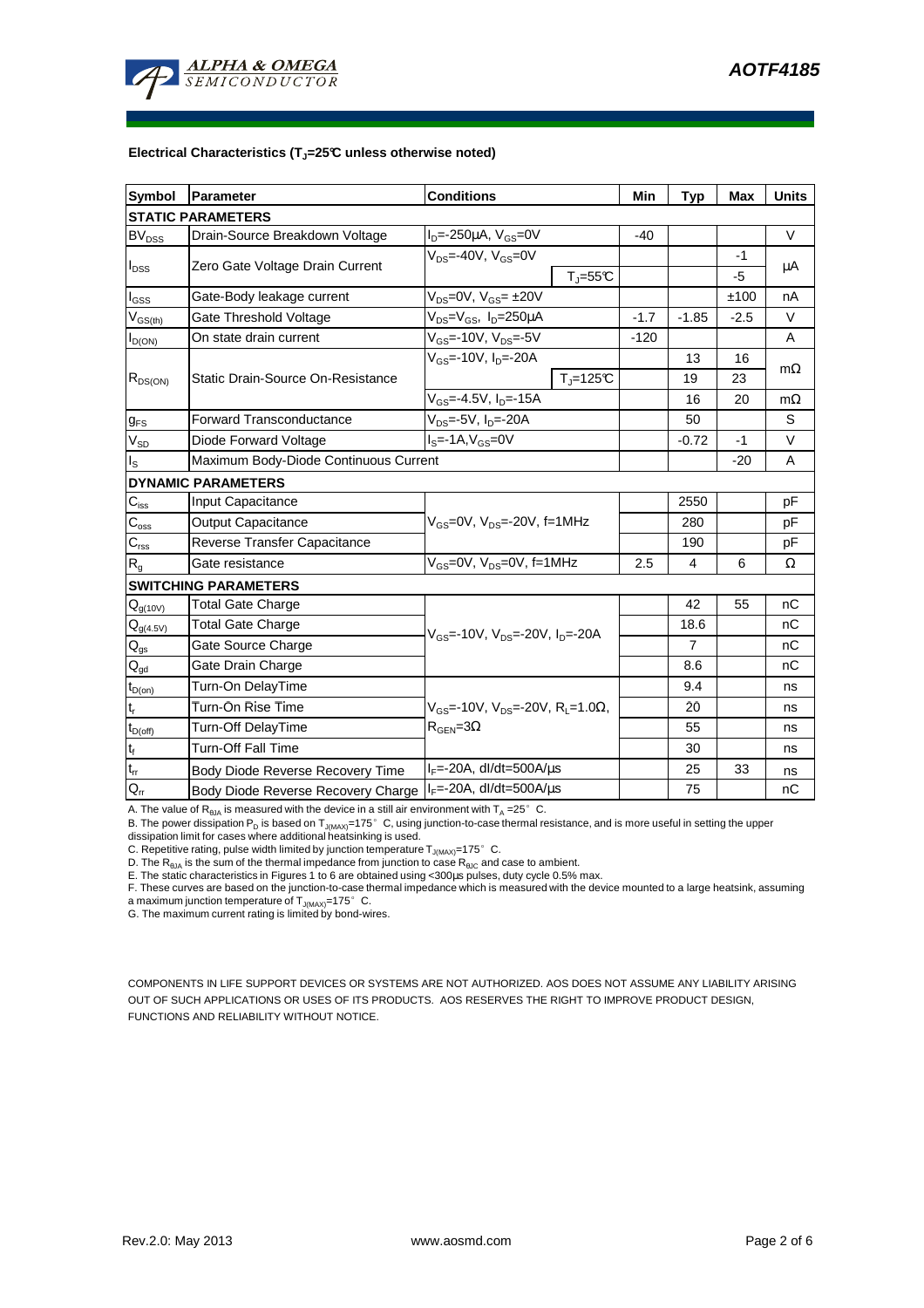**Electrical Characteristics ($T_J$=25°C unless otherwise noted)**

| Symbol | Parameter | Conditions | | Min | Typ | Max | Units |
|---|---|---|---|---|---|---|---|
| **STATIC PARAMETERS** | | | | | | | |
| $BV_{DSS}$ | Drain-Source Breakdown Voltage | $I_D$=-250µA, $V_{GS}$=0V | | -40 | | | V |
| $I_{DSS}$ | Zero Gate Voltage Drain Current | $V_{DS}$=-40V, $V_{GS}$=0V | | | | -1 | µA |
| | | | $T_J$=55°C | | | -5 | |
| $I_{GSS}$ | Gate-Body leakage current | $V_{DS}$=0V, $V_{GS}$= ±20V | | | | ±100 | nA |
| $V_{GS(th)}$ | Gate Threshold Voltage | $V_{DS}$=$V_{GS}$, $I_D$=250µA | | -1.7 | -1.85 | -2.5 | V |
| $I_{D(ON)}$ | On state drain current | $V_{GS}$=-10V, $V_{DS}$=-5V | | -120 | | | A |
| $R_{DS(ON)}$ | Static Drain-Source On-Resistance | $V_{GS}$=-10V, $I_D$=-20A | | | 13 | 16 | mΩ |
| | | | $T_J$=125°C | | 19 | 23 | |
| | | $V_{GS}$=-4.5V, $I_D$=-15A | | | 16 | 20 | mΩ |
| $g_{FS}$ | Forward Transconductance | $V_{DS}$=-5V, $I_D$=-20A | | | 50 | | S |
| $V_{SD}$ | Diode Forward Voltage | $I_S$=-1A,$V_{GS}$=0V | | | -0.72 | -1 | V |
| $I_S$ | Maximum Body-Diode Continuous Current | | | | | -20 | A |
| **DYNAMIC PARAMETERS** | | | | | | | |
| $C_{iss}$ | Input Capacitance | $V_{GS}$=0V, $V_{DS}$=-20V, f=1MHz | | | 2550 | | pF |
| $C_{oss}$ | Output Capacitance | | | | 280 | | pF |
| $C_{rss}$ | Reverse Transfer Capacitance | | | | 190 | | pF |
| $R_g$ | Gate resistance | $V_{GS}$=0V, $V_{DS}$=0V, f=1MHz | | 2.5 | 4 | 6 | Ω |
| **SWITCHING PARAMETERS** | | | | | | | |
| $Q_{g(10V)}$ | Total Gate Charge | $V_{GS}$=-10V, $V_{DS}$=-20V, $I_D$=-20A | | | 42 | 55 | nC |
| $Q_{g(4.5V)}$ | Total Gate Charge | | | | 18.6 | | nC |
| $Q_{gs}$ | Gate Source Charge | | | | 7 | | nC |
| $Q_{gd}$ | Gate Drain Charge | | | | 8.6 | | nC |
| $t_{D(on)}$ | Turn-On DelayTime | $V_{GS}$=-10V, $V_{DS}$=-20V, $R_L$=1.0Ω, $R_{GEN}$=3Ω | | | 9.4 | | ns |
| $t_r$ | Turn-On Rise Time | | | | 20 | | ns |
| $t_{D(off)}$ | Turn-Off DelayTime | | | | 55 | | ns |
| $t_f$ | Turn-Off Fall Time | | | | 30 | | ns |
| $t_{rr}$ | Body Diode Reverse Recovery Time | $I_F$=-20A, dI/dt=500A/µs | | | 25 | 33 | ns |
| $Q_{rr}$ | Body Diode Reverse Recovery Charge | $I_F$=-20A, dI/dt=500A/µs | | | 75 | | nC |

A. The value of $R_{\theta JA}$ is measured with the device in a still air environment with $T_A$ =25° C.
B. The power dissipation $P_D$ is based on $T_{J(MAX)}$=175° C, using junction-to-case thermal resistance, and is more useful in setting the upper dissipation limit for cases where additional heatsinking is used.
C. Repetitive rating, pulse width limited by junction temperature $T_{J(MAX)}$=175° C.
D. The $R_{\theta JA}$ is the sum of the thermal impedance from junction to case $R_{\theta JC}$ and case to ambient.
E. The static characteristics in Figures 1 to 6 are obtained using <300µs pulses, duty cycle 0.5% max.
F. These curves are based on the junction-to-case thermal impedance which is measured with the device mounted to a large heatsink, assuming a maximum junction temperature of $T_{J(MAX)}$=175° C.
G. The maximum current rating is limited by bond-wires.

COMPONENTS IN LIFE SUPPORT DEVICES OR SYSTEMS ARE NOT AUTHORIZED. AOS DOES NOT ASSUME ANY LIABILITY ARISING OUT OF SUCH APPLICATIONS OR USES OF ITS PRODUCTS. AOS RESERVES THE RIGHT TO IMPROVE PRODUCT DESIGN, FUNCTIONS AND RELIABILITY WITHOUT NOTICE.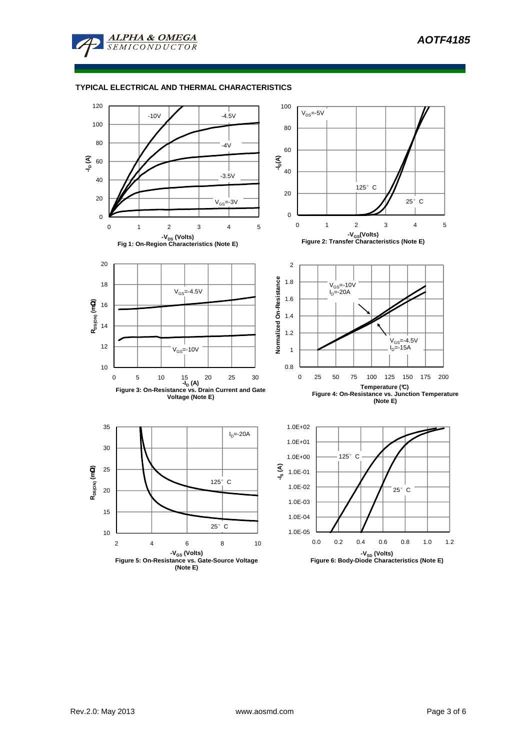## TYPICAL ELECTRICAL AND THERMAL CHARACTERISTICS

Fig 1: On-Region Characteristics (Note E)

Figure 2: Transfer Characteristics (Note E)

Figure 3: On-Resistance vs. Drain Current and Gate Voltage (Note E)

Figure 4: On-Resistance vs. Junction Temperature (Note E)

Figure 5: On-Resistance vs. Gate-Source Voltage (Note E)

Figure 6: Body-Diode Characteristics (Note E)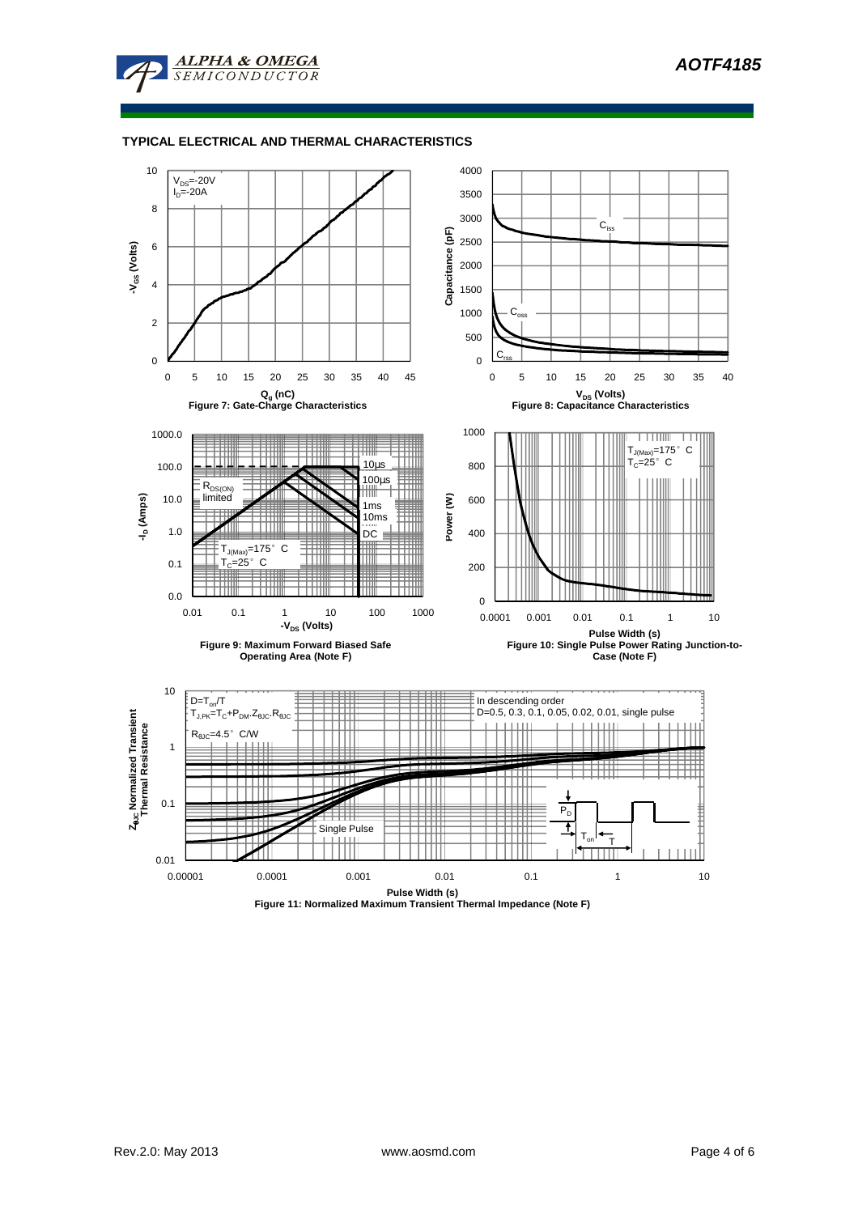## TYPICAL ELECTRICAL AND THERMAL CHARACTERISTICS

Figure 7: Gate-Charge Characteristics

Figure 8: Capacitance Characteristics

Figure 9: Maximum Forward Biased Safe Operating Area (Note F)

Figure 10: Single Pulse Power Rating Junction-to-Case (Note F)

Figure 11: Normalized Maximum Transient Thermal Impedance (Note F)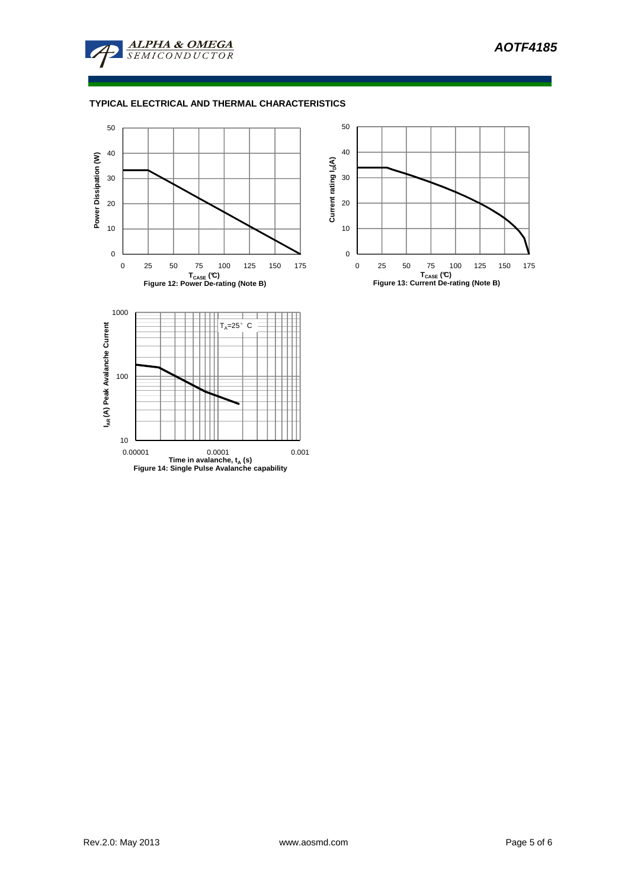## TYPICAL ELECTRICAL AND THERMAL CHARACTERISTICS

Figure 12: Power De-rating (Note B)

Figure 13: Current De-rating (Note B)

Figure 14: Single Pulse Avalanche capability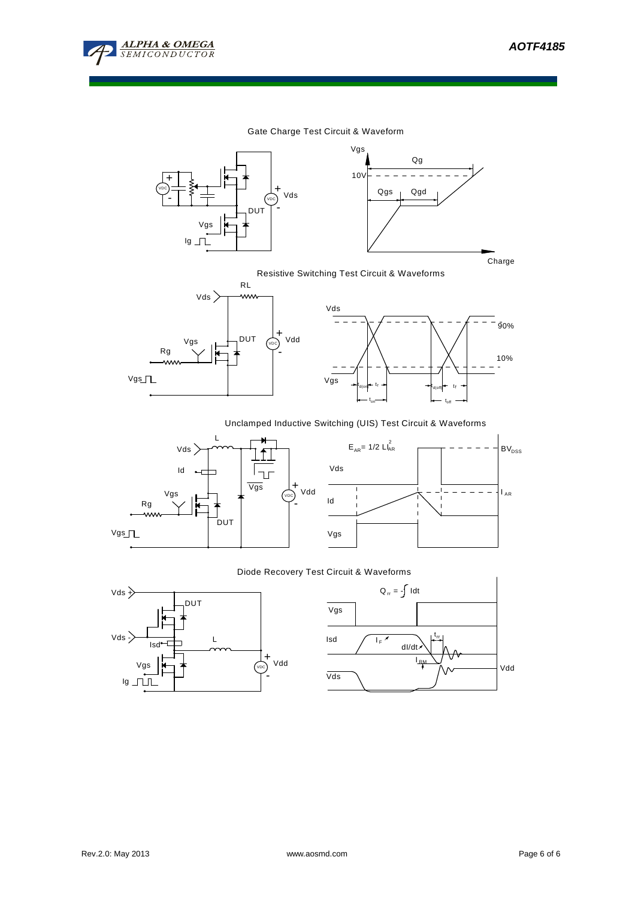Gate Charge Test Circuit & Waveform

VDC
+
-
Vds
+
-
VDC
DUT
Vgs
Ig

Vgs
Qg
10V
Qgs
Qgd
Charge

Resistive Switching Test Circuit & Waveforms

RL
Vds
Vgs
DUT
Rg
Vgs
+
VDC
Vdd
-

Vds
90%
10%
Vgs
$t_{d(on)}$
$t_r$
$t_{on}$
$t_{d(off)}$
$t_f$
$t_{off}$

Unclamped Inductive Switching (UIS) Test Circuit & Waveforms

L
Vds
Id
Vgs
Vgs
Rg
DUT
Vgs
+
VDC
Vdd
-

$E_{AR} = 1/2\ LI_{AR}^2$
$BV_{DSS}$
Vds
Id
$I_{AR}$
Vgs

Diode Recovery Test Circuit & Waveforms

Vds +
DUT
Vds -
Isd
L
Vgs
Ig
+
VDC
Vdd
-

$Q_{rr} = -\int Idt$
Vgs
Isd
$I_F$
dI/dt
$t_{rr}$
$I_{RM}$
Vds
Vdd